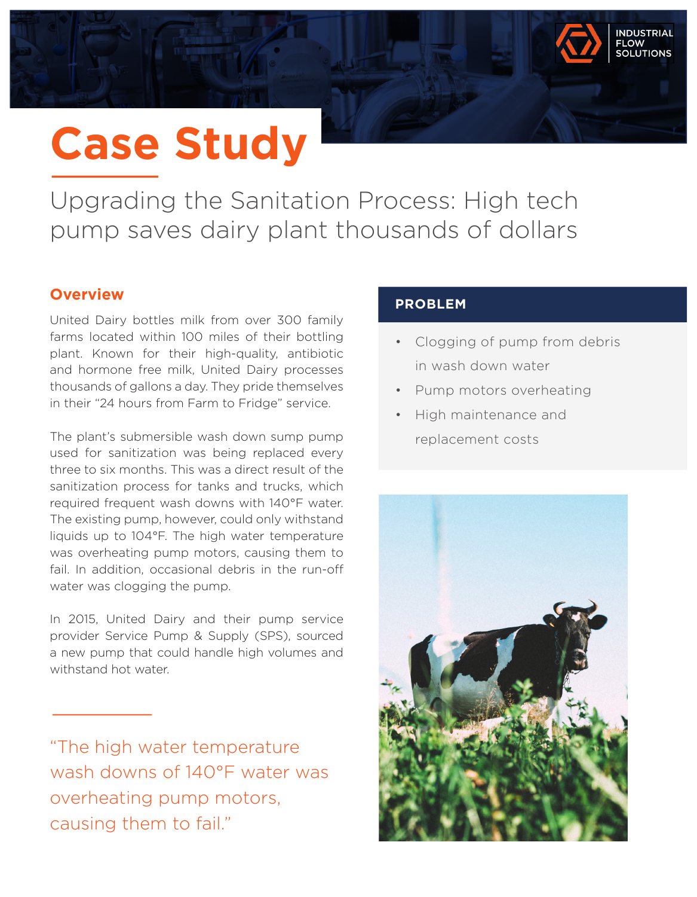INDUSTRIAL FLOW SOLUTIONS

# Case Study

## Upgrading the Sanitation Process: High tech pump saves dairy plant thousands of dollars

### Overview

United Dairy bottles milk from over 300 family farms located within 100 miles of their bottling plant. Known for their high-quality, antibiotic and hormone free milk, United Dairy processes thousands of gallons a day. They pride themselves in their “24 hours from Farm to Fridge” service.

The plant's submersible wash down sump pump used for sanitization was being replaced every three to six months. This was a direct result of the sanitization process for tanks and trucks, which required frequent wash downs with 140°F water. The existing pump, however, could only withstand liquids up to 104°F. The high water temperature was overheating pump motors, causing them to fail. In addition, occasional debris in the run-off water was clogging the pump.

In 2015, United Dairy and their pump service provider Service Pump & Supply (SPS), sourced a new pump that could handle high volumes and withstand hot water.

> “The high water temperature wash downs of 140°F water was overheating pump motors, causing them to fail.”

### PROBLEM

- Clogging of pump from debris in wash down water
- Pump motors overheating
- High maintenance and replacement costs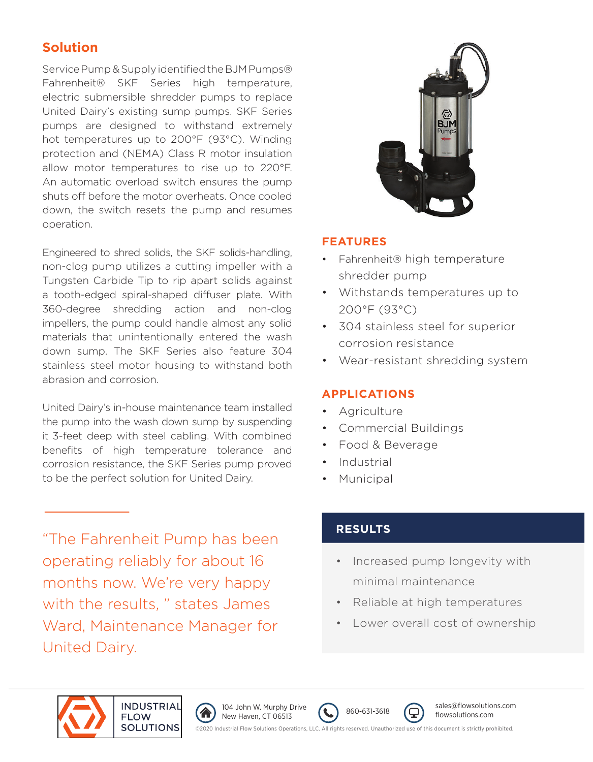## Solution

Service Pump & Supply identified the BJM Pumps® Fahrenheit® SKF Series high temperature, electric submersible shredder pumps to replace United Dairy's existing sump pumps. SKF Series pumps are designed to withstand extremely hot temperatures up to 200°F (93°C). Winding protection and (NEMA) Class R motor insulation allow motor temperatures to rise up to 220°F. An automatic overload switch ensures the pump shuts off before the motor overheats. Once cooled down, the switch resets the pump and resumes operation.

Engineered to shred solids, the SKF solids-handling, non-clog pump utilizes a cutting impeller with a Tungsten Carbide Tip to rip apart solids against a tooth-edged spiral-shaped diffuser plate. With 360-degree shredding action and non-clog impellers, the pump could handle almost any solid materials that unintentionally entered the wash down sump. The SKF Series also feature 304 stainless steel motor housing to withstand both abrasion and corrosion.

United Dairy's in-house maintenance team installed the pump into the wash down sump by suspending it 3-feet deep with steel cabling. With combined benefits of high temperature tolerance and corrosion resistance, the SKF Series pump proved to be the perfect solution for United Dairy.

"The Fahrenheit Pump has been operating reliably for about 16 months now. We're very happy with the results, " states James Ward, Maintenance Manager for United Dairy.

### FEATURES

- Fahrenheit® high temperature shredder pump
- Withstands temperatures up to 200°F (93°C)
- 304 stainless steel for superior corrosion resistance
- Wear-resistant shredding system

### APPLICATIONS

- Agriculture
- Commercial Buildings
- Food & Beverage
- Industrial
- Municipal

### RESULTS

- Increased pump longevity with minimal maintenance
- Reliable at high temperatures
- Lower overall cost of ownership

INDUSTRIAL FLOW SOLUTIONS

104 John W. Murphy Drive
New Haven, CT 06513

860-631-3618

sales@flowsolutions.com
flowsolutions.com

©2020 Industrial Flow Solutions Operations, LLC. All rights reserved. Unauthorized use of this document is strictly prohibited.